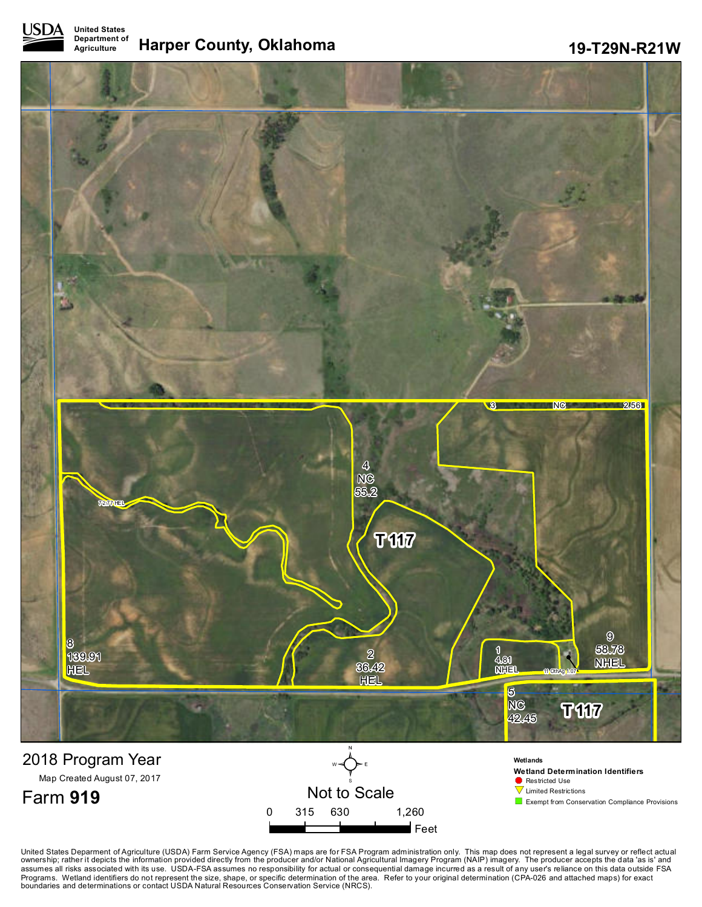USDA United States Department of Agriculture

# Harper County, Oklahoma

**19-T29N-R21W**

3 NC 2.56

4 NC 55.2

7 2.77 HEL

T 117

8 139.91 HEL

2 36.42 HEL

1 4.81 NHEL

11 OthAg 1.07

9 58.78 NHEL

5 NC 42.45

T 117

## 2018 Program Year

Map Created August 07, 2017

## Farm **919**

Not to Scale

0 315 630 1,260 Feet

**Wetlands**

**Wetland Determination Identifiers**

- Restricted Use
- Limited Restrictions
- Exempt from Conservation Compliance Provisions

United States Deparment of Agriculture (USDA) Farm Service Agency (FSA) maps are for FSA Program administration only. This map does not represent a legal survey or reflect actual ownership; rather it depicts the information provided directly from the producer and/or National Agricultural Imagery Program (NAIP) imagery. The producer accepts the data 'as is' and assumes all risks associated with its use. USDA-FSA assumes no responsibility for actual or consequential damage incurred as a result of any user's reliance on this data outside FSA Programs. Wetland identifiers do not represent the size, shape, or specific determination of the area. Refer to your original determination (CPA-026 and attached maps) for exact boundaries and determinations or contact USDA Natural Resources Conservation Service (NRCS).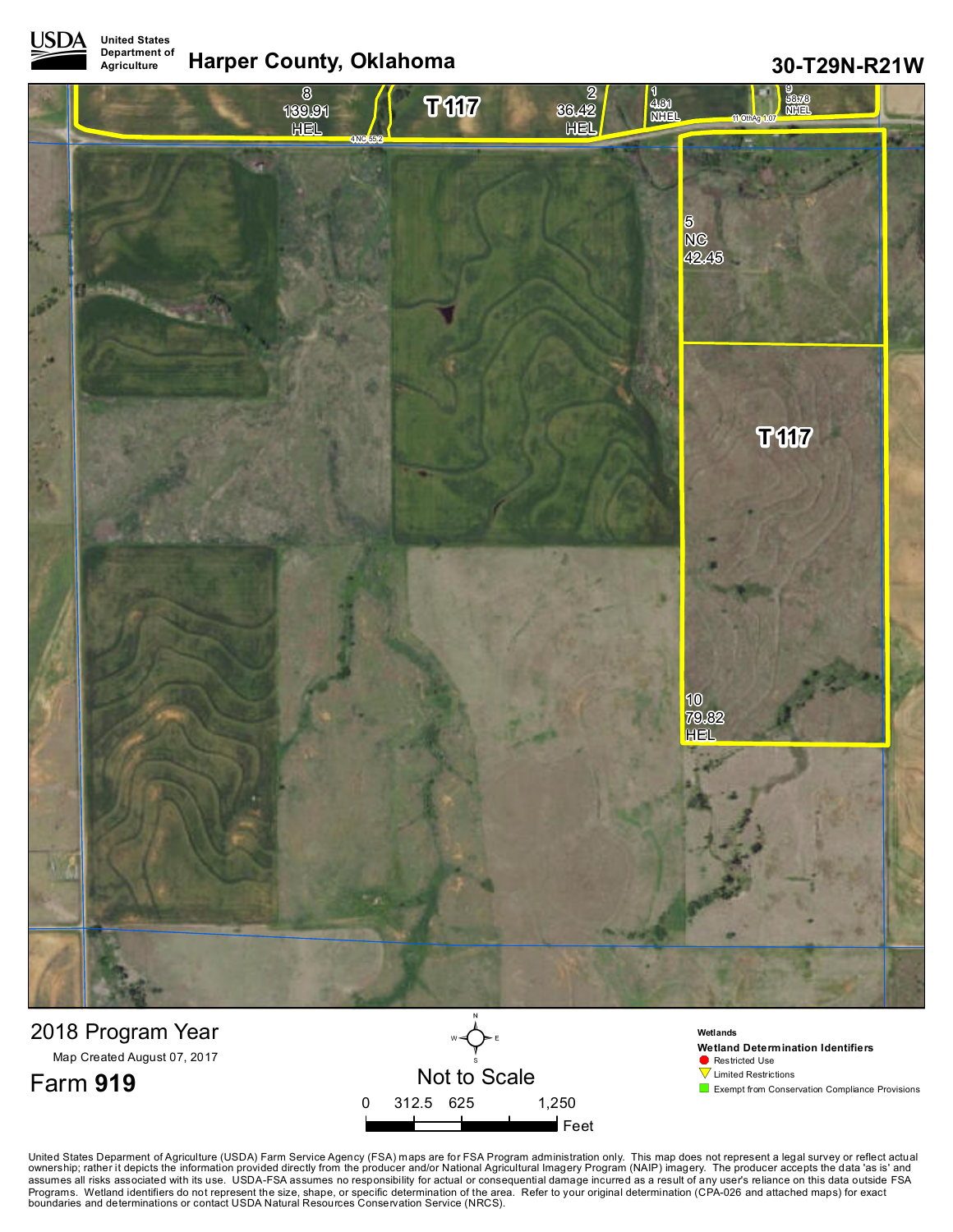USDA United States Department of Agriculture

# Harper County, Oklahoma

## 30-T29N-R21W

8
139.91
HEL

T 117

2
36.42
HEL

1
4.81
NHEL

9
58.78
NHEL

4 NC 55.2

11 OthAg 1.07

5
NC
42.45

T 117

10
79.82
HEL

2018 Program Year

Map Created August 07, 2017

**Farm 919**

N
W E
S

Not to Scale

0 312.5 625 1,250
Feet

**Wetlands**

**Wetland Determination Identifiers**

- Restricted Use
- Limited Restrictions
- Exempt from Conservation Compliance Provisions

United States Deparment of Agriculture (USDA) Farm Service Agency (FSA) maps are for FSA Program administration only. This map does not represent a legal survey or reflect actual ownership; rather it depicts the information provided directly from the producer and/or National Agricultural Imagery Program (NAIP) imagery. The producer accepts the data 'as is' and assumes all risks associated with its use. USDA-FSA assumes no responsibility for actual or consequential damage incurred as a result of any user's reliance on this data outside FSA Programs. Wetland identifiers do not represent the size, shape, or specific determination of the area. Refer to your original determination (CPA-026 and attached maps) for exact boundaries and determinations or contact USDA Natural Resources Conservation Service (NRCS).